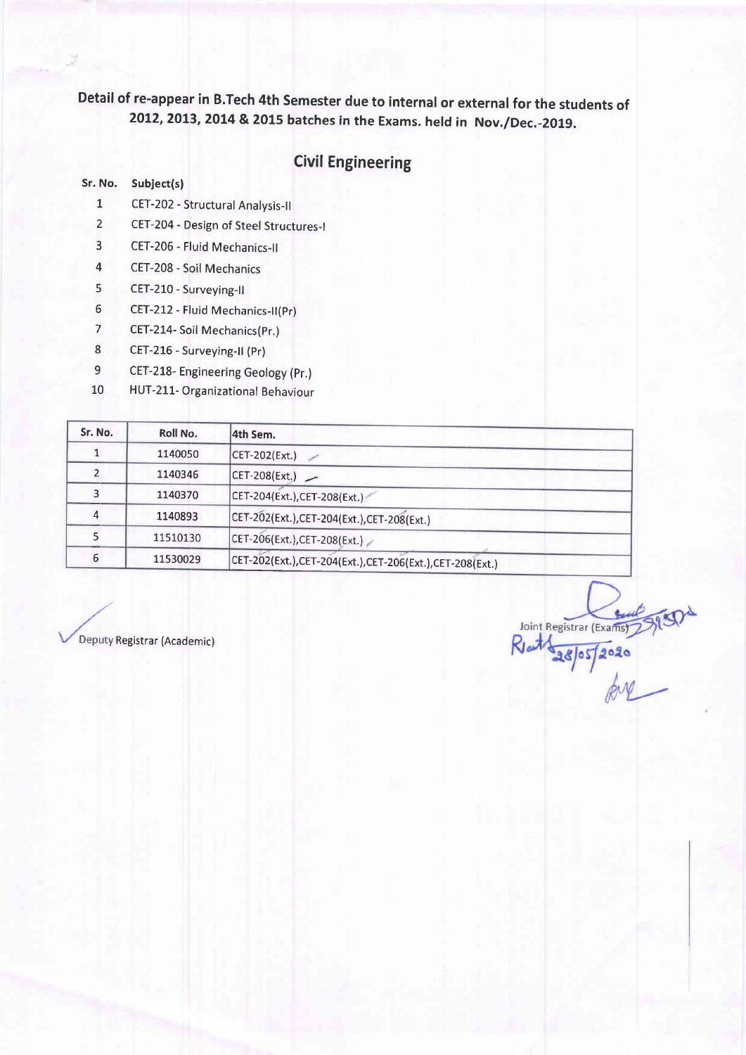**Detail of re-appear in B.Tech 4th Semester due to internal or external for the students of 2012, 2013, 2014 & 2015 batches in the Exams. held in Nov./Dec.-2019.**

## Civil Engineering

| Sr. No. | Subject(s) |
|---|---|
| 1 | CET-202 - Structural Analysis-II |
| 2 | CET-204 - Design of Steel Structures-I |
| 3 | CET-206 - Fluid Mechanics-II |
| 4 | CET-208 - Soil Mechanics |
| 5 | CET-210 - Surveying-II |
| 6 | CET-212 - Fluid Mechanics-II(Pr) |
| 7 | CET-214- Soil Mechanics(Pr.) |
| 8 | CET-216 - Surveying-II (Pr) |
| 9 | CET-218- Engineering Geology (Pr.) |
| 10 | HUT-211- Organizational Behaviour |

| Sr. No. | Roll No. | 4th Sem. |
|---|---|---|
| 1 | 1140050 | CET-202(Ext.) |
| 2 | 1140346 | CET-208(Ext.) |
| 3 | 1140370 | CET-204(Ext.),CET-208(Ext.) |
| 4 | 1140893 | CET-202(Ext.),CET-204(Ext.),CET-208(Ext.) |
| 5 | 11510130 | CET-206(Ext.),CET-208(Ext.) |
| 6 | 11530029 | CET-202(Ext.),CET-204(Ext.),CET-206(Ext.),CET-208(Ext.) |

Deputy Registrar (Academic)

Joint Registrar (Exams)

28/05/2020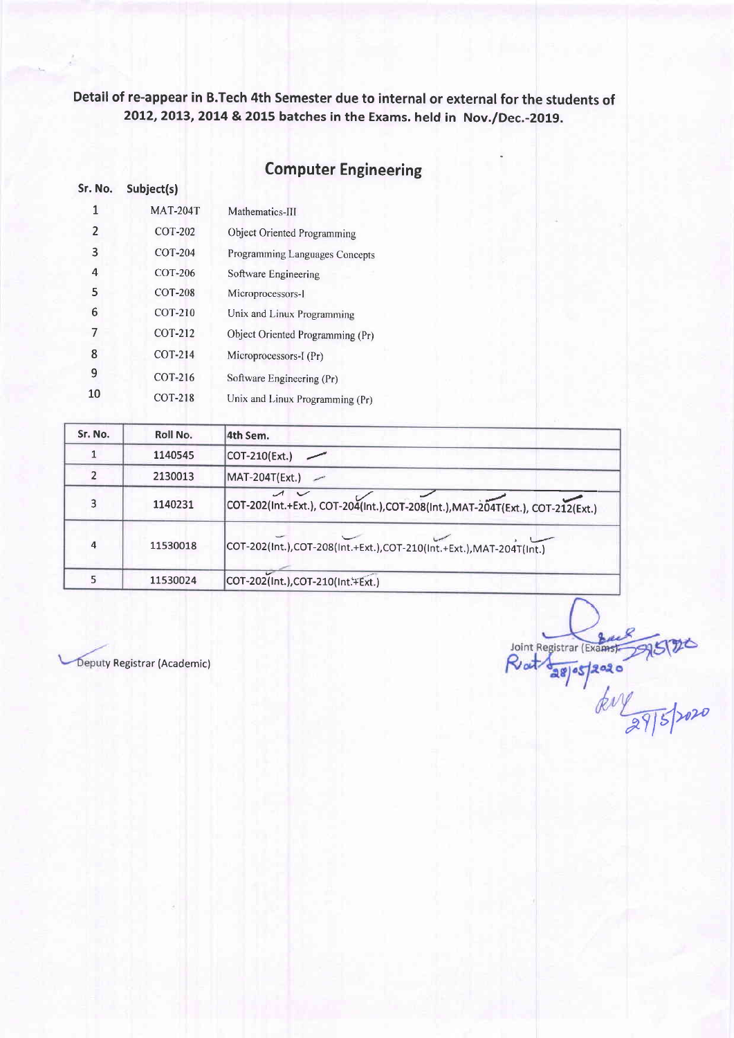**Detail of re-appear in B.Tech 4th Semester due to internal or external for the students of 2012, 2013, 2014 & 2015 batches in the Exams. held in Nov./Dec.-2019.**

## Computer Engineering

| Sr. No. | Subject(s) | |
|---|---|---|
| 1 | MAT-204T | Mathematics-III |
| 2 | COT-202 | Object Oriented Programming |
| 3 | COT-204 | Programming Languages Concepts |
| 4 | COT-206 | Software Engineering |
| 5 | COT-208 | Microprocessors-I |
| 6 | COT-210 | Unix and Linux Programming |
| 7 | COT-212 | Object Oriented Programming (Pr) |
| 8 | COT-214 | Microprocessors-I (Pr) |
| 9 | COT-216 | Software Engineering (Pr) |
| 10 | COT-218 | Unix and Linux Programming (Pr) |

| Sr. No. | Roll No. | 4th Sem. |
|---|---|---|
| 1 | 1140545 | COT-210(Ext.) |
| 2 | 2130013 | MAT-204T(Ext.) |
| 3 | 1140231 | COT-202(Int.+Ext.), COT-204(Int.),COT-208(Int.),MAT-204T(Ext.), COT-212(Ext.) |
| 4 | 11530018 | COT-202(Int.),COT-208(Int.+Ext.),COT-210(Int.+Ext.),MAT-204T(Int.) |
| 5 | 11530024 | COT-202(Int.),COT-210(Int.+Ext.) |

Deputy Registrar (Academic)

Joint Registrar (Exams) 29/5/2020

28/05/2020

29/5/2020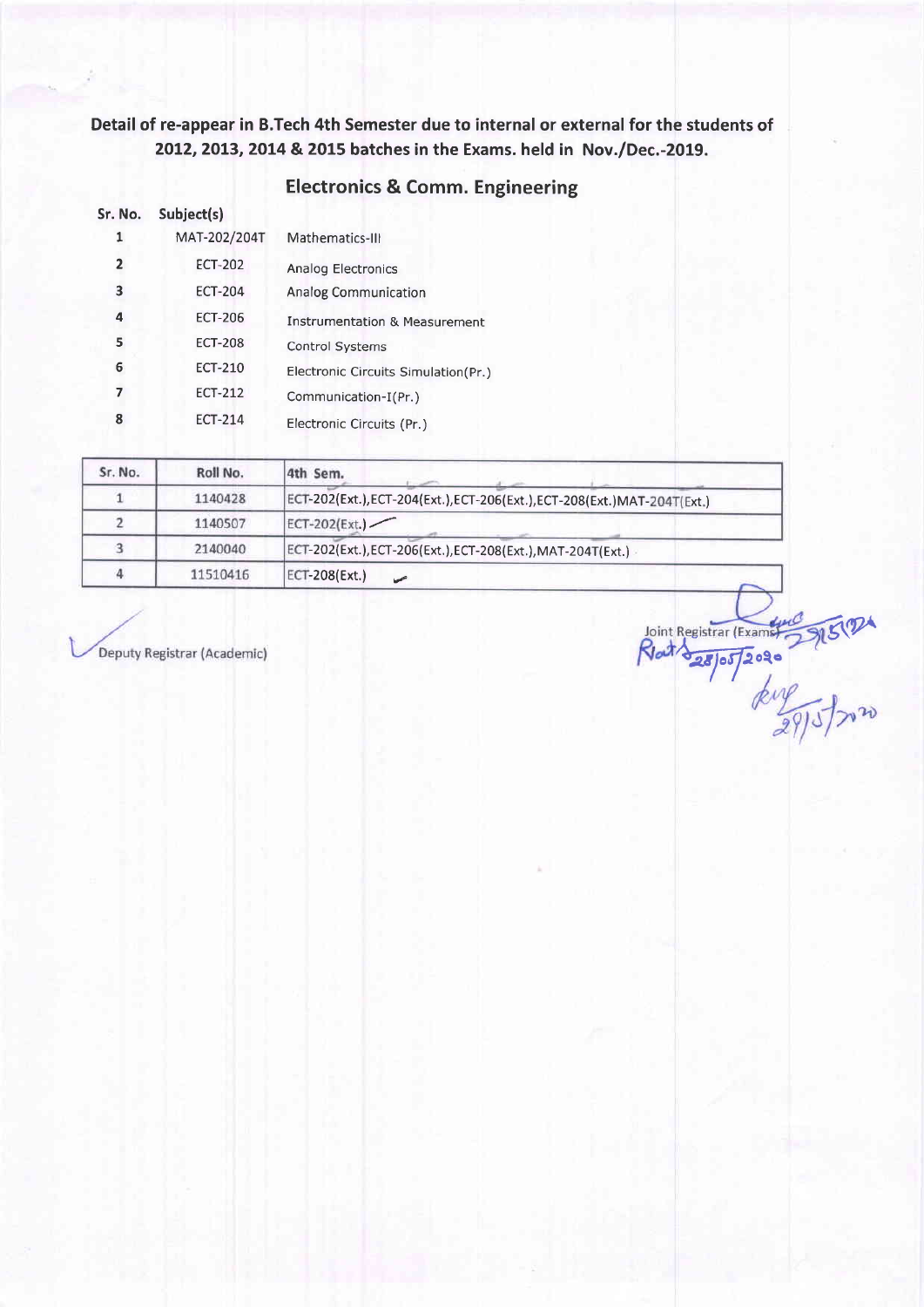**Detail of re-appear in B.Tech 4th Semester due to internal or external for the students of 2012, 2013, 2014 & 2015 batches in the Exams. held in Nov./Dec.-2019.**

## Electronics & Comm. Engineering

| Sr. No. | Subject(s) | |
|---|---|---|
| 1 | MAT-202/204T | Mathematics-III |
| 2 | ECT-202 | Analog Electronics |
| 3 | ECT-204 | Analog Communication |
| 4 | ECT-206 | Instrumentation & Measurement |
| 5 | ECT-208 | Control Systems |
| 6 | ECT-210 | Electronic Circuits Simulation(Pr.) |
| 7 | ECT-212 | Communication-I(Pr.) |
| 8 | ECT-214 | Electronic Circuits (Pr.) |

| Sr. No. | Roll No. | 4th Sem. |
|---|---|---|
| 1 | 1140428 | ECT-202(Ext.),ECT-204(Ext.),ECT-206(Ext.),ECT-208(Ext.)MAT-204T(Ext.) |
| 2 | 1140507 | ECT-202(Ext.) |
| 3 | 2140040 | ECT-202(Ext.),ECT-206(Ext.),ECT-208(Ext.),MAT-204T(Ext.) |
| 4 | 11510416 | ECT-208(Ext.) |

Deputy Registrar (Academic)

Joint Registrar (Exams)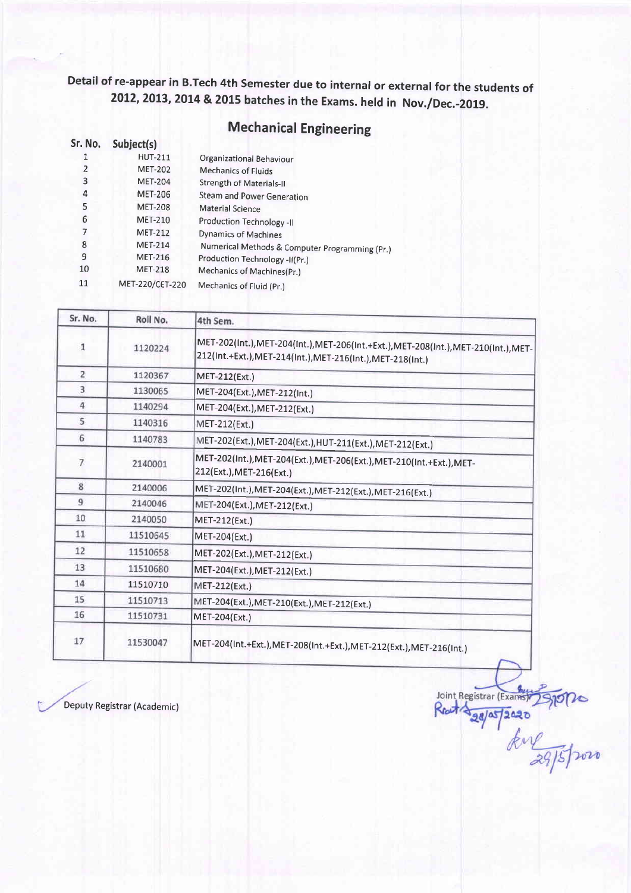**Detail of re-appear in B.Tech 4th Semester due to internal or external for the students of 2012, 2013, 2014 & 2015 batches in the Exams. held in Nov./Dec.-2019.**

## Mechanical Engineering

| Sr. No. | Subject(s) | |
|---|---|---|
| 1 | HUT-211 | Organizational Behaviour |
| 2 | MET-202 | Mechanics of Fluids |
| 3 | MET-204 | Strength of Materials-II |
| 4 | MET-206 | Steam and Power Generation |
| 5 | MET-208 | Material Science |
| 6 | MET-210 | Production Technology -II |
| 7 | MET-212 | Dynamics of Machines |
| 8 | MET-214 | Numerical Methods & Computer Programming (Pr.) |
| 9 | MET-216 | Production Technology -II(Pr.) |
| 10 | MET-218 | Mechanics of Machines(Pr.) |
| 11 | MET-220/CET-220 | Mechanics of Fluid (Pr.) |

| Sr. No. | Roll No. | 4th Sem. |
|---|---|---|
| 1 | 1120224 | MET-202(Int.),MET-204(Int.),MET-206(Int.+Ext.),MET-208(Int.),MET-210(Int.),MET-212(Int.+Ext.),MET-214(Int.),MET-216(Int.),MET-218(Int.) |
| 2 | 1120367 | MET-212(Ext.) |
| 3 | 1130065 | MET-204(Ext.),MET-212(Int.) |
| 4 | 1140294 | MET-204(Ext.),MET-212(Ext.) |
| 5 | 1140316 | MET-212(Ext.) |
| 6 | 1140783 | MET-202(Ext.),MET-204(Ext.),HUT-211(Ext.),MET-212(Ext.) |
| 7 | 2140001 | MET-202(Int.),MET-204(Ext.),MET-206(Ext.),MET-210(Int.+Ext.),MET-212(Ext.),MET-216(Ext.) |
| 8 | 2140006 | MET-202(Int.),MET-204(Ext.),MET-212(Ext.),MET-216(Ext.) |
| 9 | 2140046 | MET-204(Ext.),MET-212(Ext.) |
| 10 | 2140050 | MET-212(Ext.) |
| 11 | 11510645 | MET-204(Ext.) |
| 12 | 11510658 | MET-202(Ext.),MET-212(Ext.) |
| 13 | 11510680 | MET-204(Ext.),MET-212(Ext.) |
| 14 | 11510710 | MET-212(Ext.) |
| 15 | 11510713 | MET-204(Ext.),MET-210(Ext.),MET-212(Ext.) |
| 16 | 11510731 | MET-204(Ext.) |
| 17 | 11530047 | MET-204(Int.+Ext.),MET-208(Int.+Ext.),MET-212(Ext.),MET-216(Int.) |

Deputy Registrar (Academic)

Joint Registrar (Exams) 28/05/2020

29/5/2020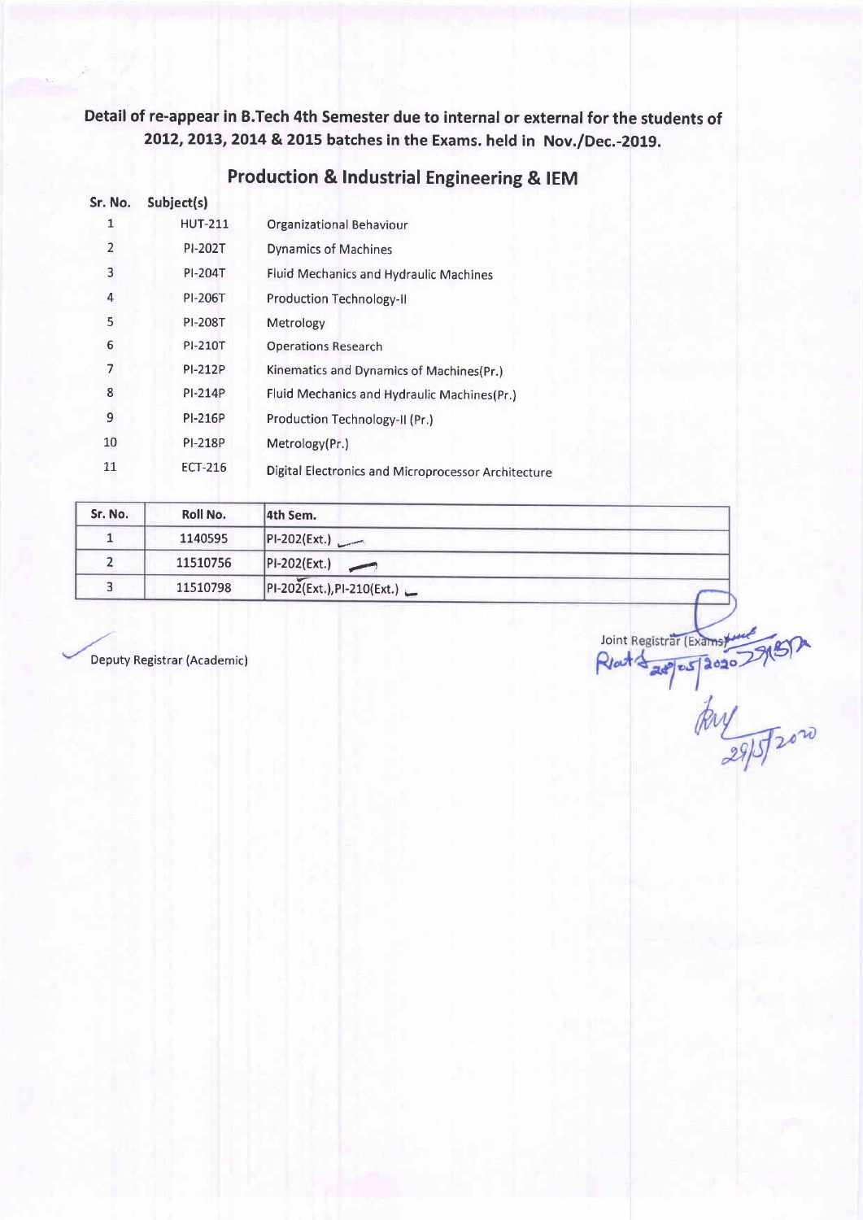**Detail of re-appear in B.Tech 4th Semester due to internal or external for the students of 2012, 2013, 2014 & 2015 batches in the Exams. held in Nov./Dec.-2019.**

## Production & Industrial Engineering & IEM

| Sr. No. | Subject(s) | |
|---|---|---|
| 1 | HUT-211 | Organizational Behaviour |
| 2 | PI-202T | Dynamics of Machines |
| 3 | PI-204T | Fluid Mechanics and Hydraulic Machines |
| 4 | PI-206T | Production Technology-II |
| 5 | PI-208T | Metrology |
| 6 | PI-210T | Operations Research |
| 7 | PI-212P | Kinematics and Dynamics of Machines(Pr.) |
| 8 | PI-214P | Fluid Mechanics and Hydraulic Machines(Pr.) |
| 9 | PI-216P | Production Technology-II (Pr.) |
| 10 | PI-218P | Metrology(Pr.) |
| 11 | ECT-216 | Digital Electronics and Microprocessor Architecture |

| Sr. No. | Roll No. | 4th Sem. |
|---|---|---|
| 1 | 1140595 | PI-202(Ext.) |
| 2 | 11510756 | PI-202(Ext.) |
| 3 | 11510798 | PI-202(Ext.),PI-210(Ext.) |

Deputy Registrar (Academic)

Joint Registrar (Exams)

28/05/2020

29/5/2020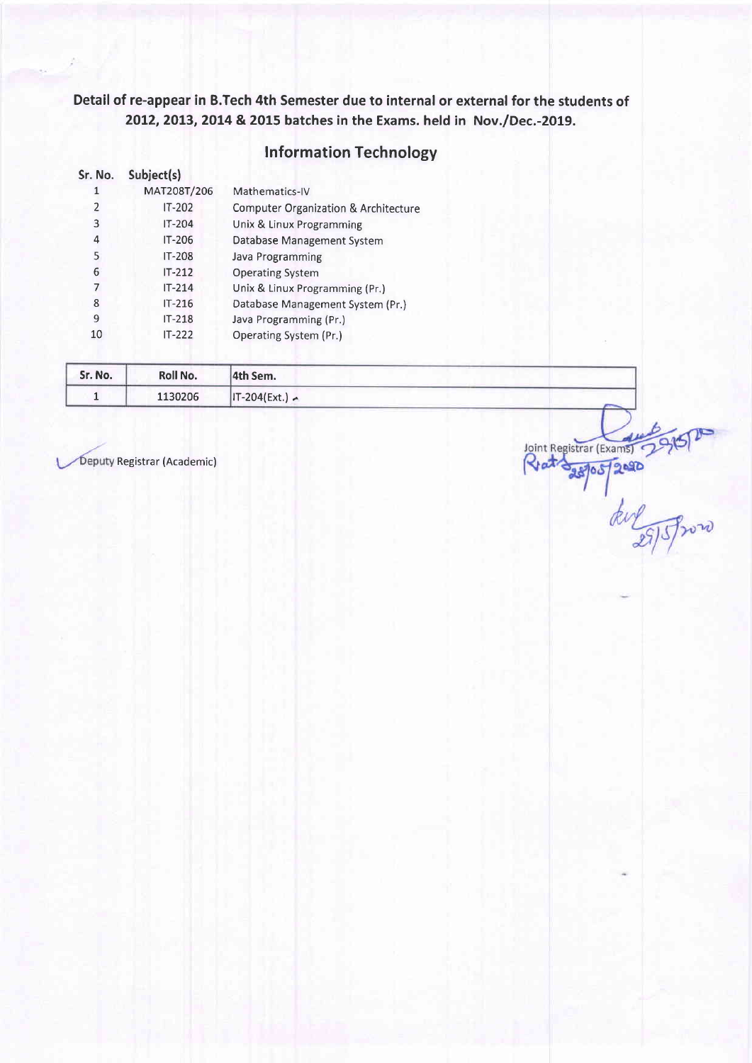**Detail of re-appear in B.Tech 4th Semester due to internal or external for the students of 2012, 2013, 2014 & 2015 batches in the Exams. held in Nov./Dec.-2019.**

## Information Technology

| Sr. No. | Subject(s) | |
|---|---|---|
| 1 | MAT208T/206 | Mathematics-IV |
| 2 | IT-202 | Computer Organization & Architecture |
| 3 | IT-204 | Unix & Linux Programming |
| 4 | IT-206 | Database Management System |
| 5 | IT-208 | Java Programming |
| 6 | IT-212 | Operating System |
| 7 | IT-214 | Unix & Linux Programming (Pr.) |
| 8 | IT-216 | Database Management System (Pr.) |
| 9 | IT-218 | Java Programming (Pr.) |
| 10 | IT-222 | Operating System (Pr.) |

| Sr. No. | Roll No. | 4th Sem. |
|---|---|---|
| 1 | 1130206 | IT-204(Ext.) |

Deputy Registrar (Academic)

Joint Registrar (Exams)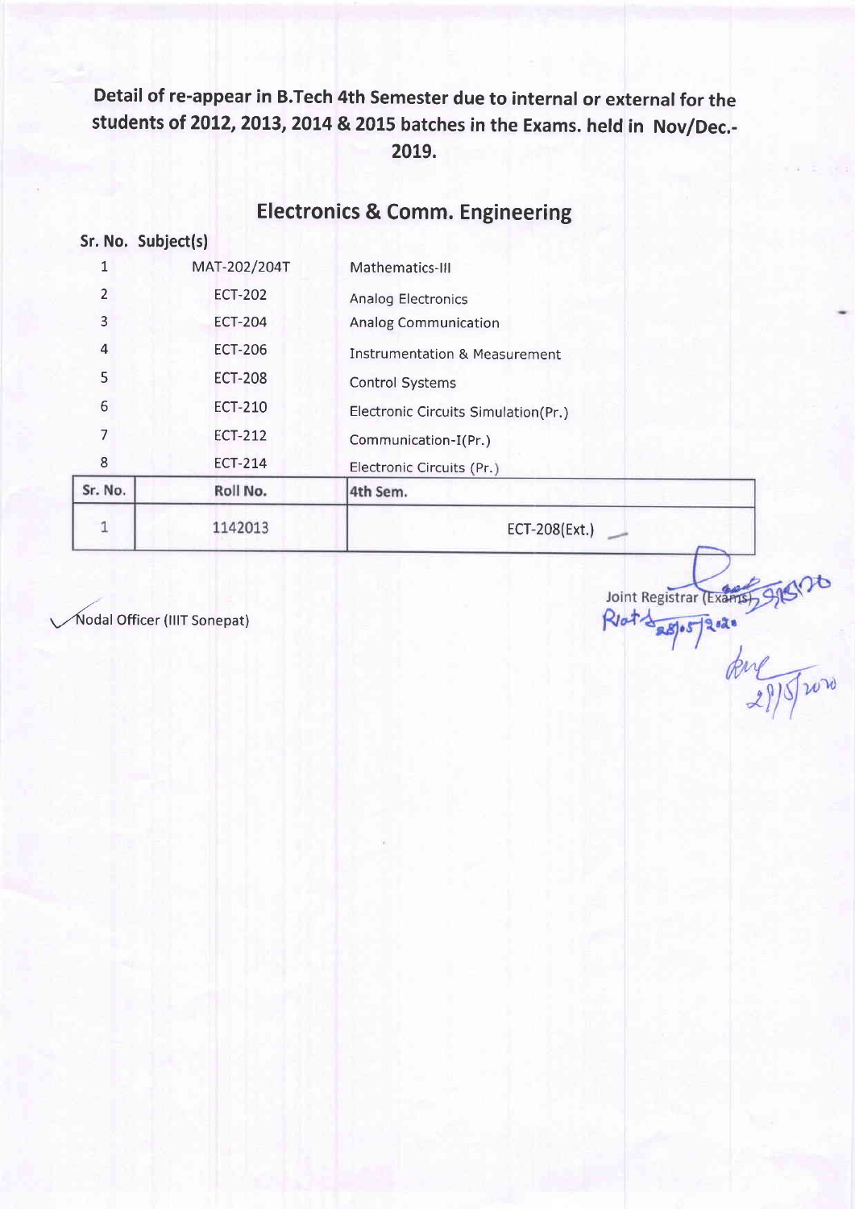**Detail of re-appear in B.Tech 4th Semester due to internal or external for the students of 2012, 2013, 2014 & 2015 batches in the Exams. held in Nov/Dec.-2019.**

## Electronics & Comm. Engineering

| Sr. No. | Subject(s) | |
|---|---|---|
| 1 | MAT-202/204T | Mathematics-III |
| 2 | ECT-202 | Analog Electronics |
| 3 | ECT-204 | Analog Communication |
| 4 | ECT-206 | Instrumentation & Measurement |
| 5 | ECT-208 | Control Systems |
| 6 | ECT-210 | Electronic Circuits Simulation(Pr.) |
| 7 | ECT-212 | Communication-I(Pr.) |
| 8 | ECT-214 | Electronic Circuits (Pr.) |

| Sr. No. | Roll No. | 4th Sem. |
|---|---|---|
| 1 | 1142013 | ECT-208(Ext.) |

Nodal Officer (IIIT Sonepat)

Joint Registrar (Exams)